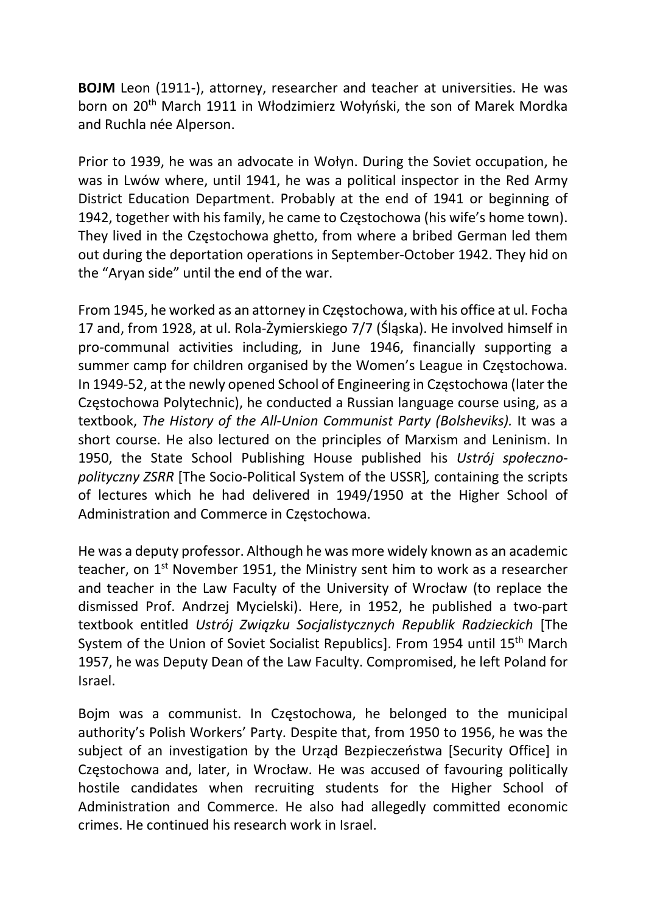**BOJM** Leon (1911-), attorney, researcher and teacher at universities. He was born on 20th March 1911 in Włodzimierz Wołyński, the son of Marek Mordka and Ruchla née Alperson.

Prior to 1939, he was an advocate in Wołyn. During the Soviet occupation, he was in Lwów where, until 1941, he was a political inspector in the Red Army District Education Department. Probably at the end of 1941 or beginning of 1942, together with his family, he came to Częstochowa (his wife's home town). They lived in the Częstochowa ghetto, from where a bribed German led them out during the deportation operations in September-October 1942. They hid on the "Aryan side" until the end of the war.

From 1945, he worked as an attorney in Częstochowa, with his office at ul. Focha 17 and, from 1928, at ul. Rola-Żymierskiego 7/7 (Śląska). He involved himself in pro-communal activities including, in June 1946, financially supporting a summer camp for children organised by the Women's League in Częstochowa. In 1949-52, at the newly opened School of Engineering in Częstochowa (later the Częstochowa Polytechnic), he conducted a Russian language course using, as a textbook, *The History of the All-Union Communist Party (Bolsheviks).* It was a short course. He also lectured on the principles of Marxism and Leninism. In 1950, the State School Publishing House published his *Ustrój społeczno-polityczny ZSRR* [The Socio-Political System of the USSR], containing the scripts of lectures which he had delivered in 1949/1950 at the Higher School of Administration and Commerce in Częstochowa.

He was a deputy professor. Although he was more widely known as an academic teacher, on 1st November 1951, the Ministry sent him to work as a researcher and teacher in the Law Faculty of the University of Wrocław (to replace the dismissed Prof. Andrzej Mycielski). Here, in 1952, he published a two-part textbook entitled *Ustrój Związku Socjalistycznych Republik Radzieckich* [The System of the Union of Soviet Socialist Republics]. From 1954 until 15th March 1957, he was Deputy Dean of the Law Faculty. Compromised, he left Poland for Israel.

Bojm was a communist. In Częstochowa, he belonged to the municipal authority's Polish Workers' Party. Despite that, from 1950 to 1956, he was the subject of an investigation by the Urząd Bezpieczeństwa [Security Office] in Częstochowa and, later, in Wrocław. He was accused of favouring politically hostile candidates when recruiting students for the Higher School of Administration and Commerce. He also had allegedly committed economic crimes. He continued his research work in Israel.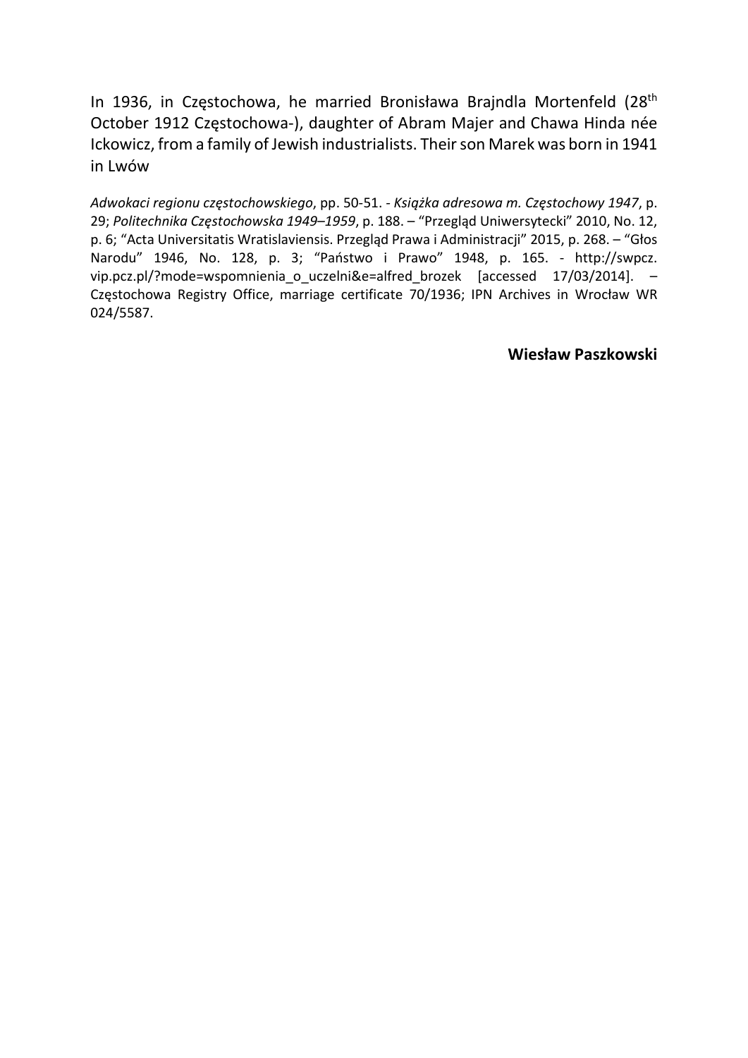In 1936, in Częstochowa, he married Bronisława Brajndla Mortenfeld (28th October 1912 Częstochowa-), daughter of Abram Majer and Chawa Hinda née Ickowicz, from a family of Jewish industrialists. Their son Marek was born in 1941 in Lwów

*Adwokaci regionu częstochowskiego*, pp. 50-51. - *Książka adresowa m. Częstochowy 1947*, p. 29; *Politechnika Częstochowska 1949–1959*, p. 188. – “Przegląd Uniwersytecki” 2010, No. 12, p. 6; “Acta Universitatis Wratislaviensis. Przegląd Prawa i Administracji” 2015, p. 268. – “Głos Narodu” 1946, No. 128, p. 3; “Państwo i Prawo” 1948, p. 165. - http://swpcz.vip.pcz.pl/?mode=wspomnienia_o_uczelni&e=alfred_brozek [accessed 17/03/2014]. – Częstochowa Registry Office, marriage certificate 70/1936; IPN Archives in Wrocław WR 024/5587.

**Wiesław Paszkowski**